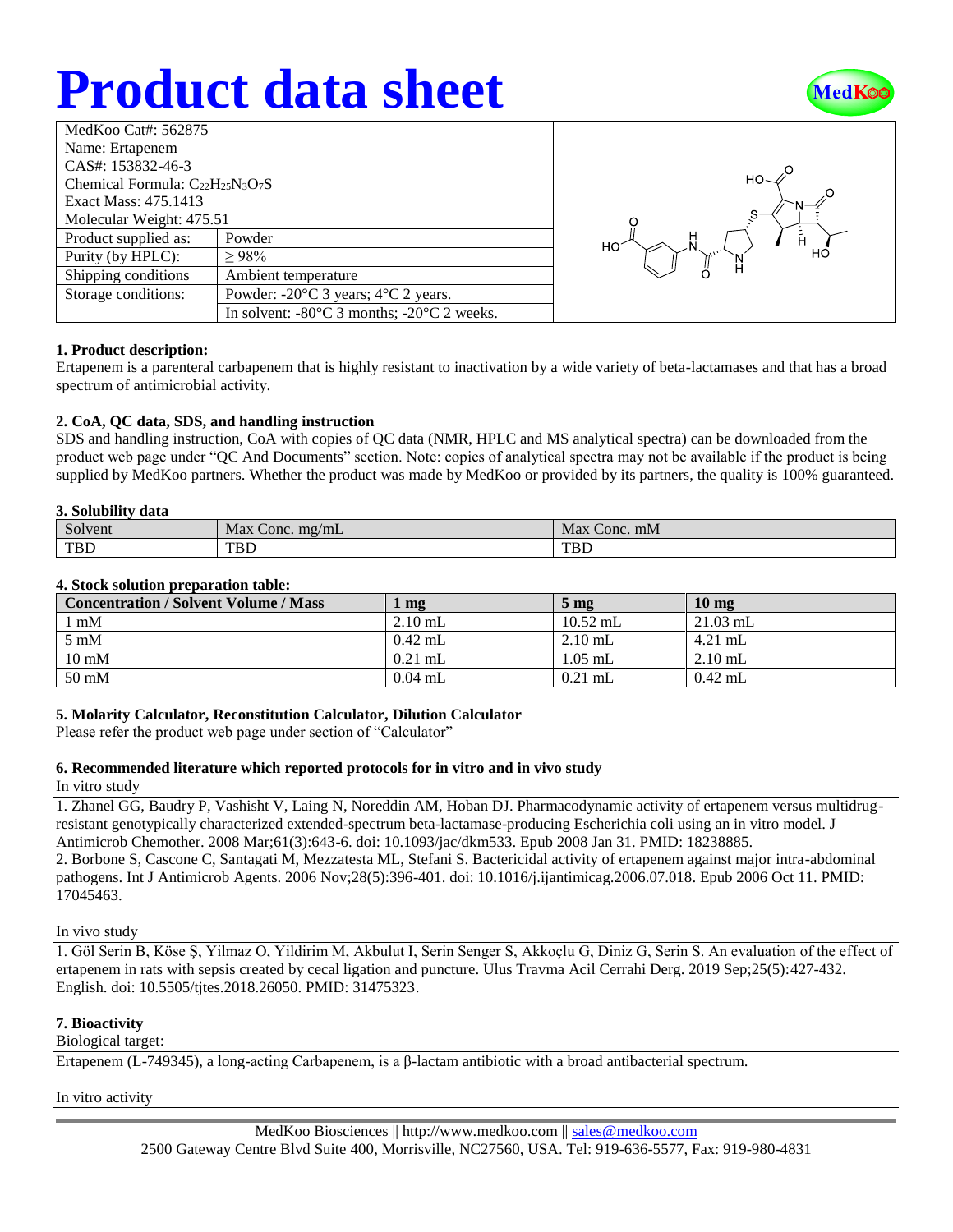# Product data sheet

MedKoo

| | |
|---|---|
| MedKoo Cat#: 562875 | |
| Name: Ertapenem | |
| CAS#: 153832-46-3 | |
| Chemical Formula: $C_{22}H_{25}N_3O_7S$ | |
| Exact Mass: 475.1413 | |
| Molecular Weight: 475.51 | |
| Product supplied as: | Powder |
| Purity (by HPLC): | ≥ 98% |
| Shipping conditions | Ambient temperature |
| Storage conditions: | Powder: -20°C 3 years; 4°C 2 years. |
| | In solvent: -80°C 3 months; -20°C 2 weeks. |

### 1. Product description:

Ertapenem is a parenteral carbapenem that is highly resistant to inactivation by a wide variety of beta-lactamases and that has a broad spectrum of antimicrobial activity.

### 2. CoA, QC data, SDS, and handling instruction

SDS and handling instruction, CoA with copies of QC data (NMR, HPLC and MS analytical spectra) can be downloaded from the product web page under "QC And Documents" section. Note: copies of analytical spectra may not be available if the product is being supplied by MedKoo partners. Whether the product was made by MedKoo or provided by its partners, the quality is 100% guaranteed.

### 3. Solubility data

| Solvent | Max Conc. mg/mL | Max Conc. mM |
|---|---|---|
| TBD | TBD | TBD |

### 4. Stock solution preparation table:

| Concentration / Solvent Volume / Mass | 1 mg | 5 mg | 10 mg |
|---|---|---|---|
| 1 mM | 2.10 mL | 10.52 mL | 21.03 mL |
| 5 mM | 0.42 mL | 2.10 mL | 4.21 mL |
| 10 mM | 0.21 mL | 1.05 mL | 2.10 mL |
| 50 mM | 0.04 mL | 0.21 mL | 0.42 mL |

### 5. Molarity Calculator, Reconstitution Calculator, Dilution Calculator

Please refer the product web page under section of "Calculator"

### 6. Recommended literature which reported protocols for in vitro and in vivo study

In vitro study

1. Zhanel GG, Baudry P, Vashisht V, Laing N, Noreddin AM, Hoban DJ. Pharmacodynamic activity of ertapenem versus multidrug-resistant genotypically characterized extended-spectrum beta-lactamase-producing Escherichia coli using an in vitro model. J Antimicrob Chemother. 2008 Mar;61(3):643-6. doi: 10.1093/jac/dkm533. Epub 2008 Jan 31. PMID: 18238885.
2. Borbone S, Cascone C, Santagati M, Mezzatesta ML, Stefani S. Bactericidal activity of ertapenem against major intra-abdominal pathogens. Int J Antimicrob Agents. 2006 Nov;28(5):396-401. doi: 10.1016/j.ijantimicag.2006.07.018. Epub 2006 Oct 11. PMID: 17045463.

In vivo study

1. Göl Serin B, Köse Ş, Yilmaz O, Yildirim M, Akbulut I, Serin Senger S, Akkoçlu G, Diniz G, Serin S. An evaluation of the effect of ertapenem in rats with sepsis created by cecal ligation and puncture. Ulus Travma Acil Cerrahi Derg. 2019 Sep;25(5):427-432. English. doi: 10.5505/tjtes.2018.26050. PMID: 31475323.

### 7. Bioactivity

Biological target:

Ertapenem (L-749345), a long-acting Carbapenem, is a β-lactam antibiotic with a broad antibacterial spectrum.

In vitro activity

MedKoo Biosciences || http://www.medkoo.com || sales@medkoo.com
2500 Gateway Centre Blvd Suite 400, Morrisville, NC27560, USA. Tel: 919-636-5577, Fax: 919-980-4831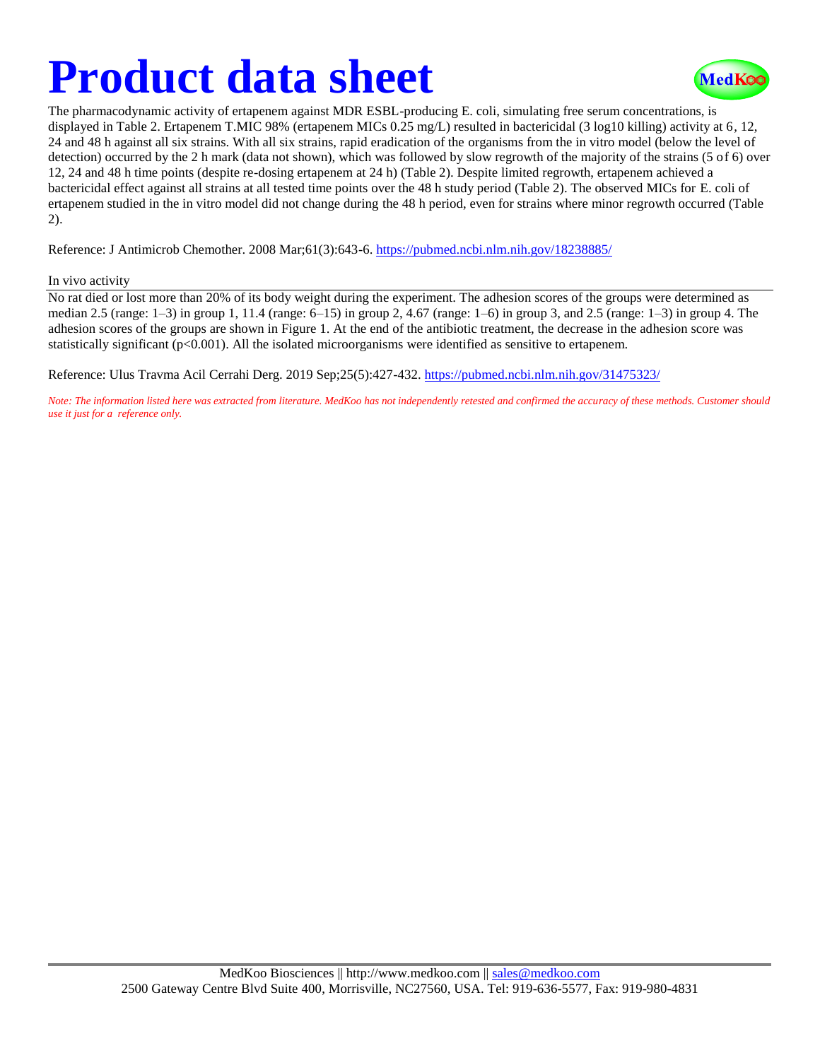# Product data sheet

The pharmacodynamic activity of ertapenem against MDR ESBL-producing E. coli, simulating free serum concentrations, is displayed in Table 2. Ertapenem T.MIC 98% (ertapenem MICs 0.25 mg/L) resulted in bactericidal (3 log10 killing) activity at 6, 12, 24 and 48 h against all six strains. With all six strains, rapid eradication of the organisms from the in vitro model (below the level of detection) occurred by the 2 h mark (data not shown), which was followed by slow regrowth of the majority of the strains (5 of 6) over 12, 24 and 48 h time points (despite re-dosing ertapenem at 24 h) (Table 2). Despite limited regrowth, ertapenem achieved a bactericidal effect against all strains at all tested time points over the 48 h study period (Table 2). The observed MICs for E. coli of ertapenem studied in the in vitro model did not change during the 48 h period, even for strains where minor regrowth occurred (Table 2).

Reference: J Antimicrob Chemother. 2008 Mar;61(3):643-6. https://pubmed.ncbi.nlm.nih.gov/18238885/

In vivo activity

No rat died or lost more than 20% of its body weight during the experiment. The adhesion scores of the groups were determined as median 2.5 (range: 1–3) in group 1, 11.4 (range: 6–15) in group 2, 4.67 (range: 1–6) in group 3, and 2.5 (range: 1–3) in group 4. The adhesion scores of the groups are shown in Figure 1. At the end of the antibiotic treatment, the decrease in the adhesion score was statistically significant ($p<0.001$). All the isolated microorganisms were identified as sensitive to ertapenem.

Reference: Ulus Travma Acil Cerrahi Derg. 2019 Sep;25(5):427-432. https://pubmed.ncbi.nlm.nih.gov/31475323/

*Note: The information listed here was extracted from literature. MedKoo has not independently retested and confirmed the accuracy of these methods. Customer should use it just for a reference only.*